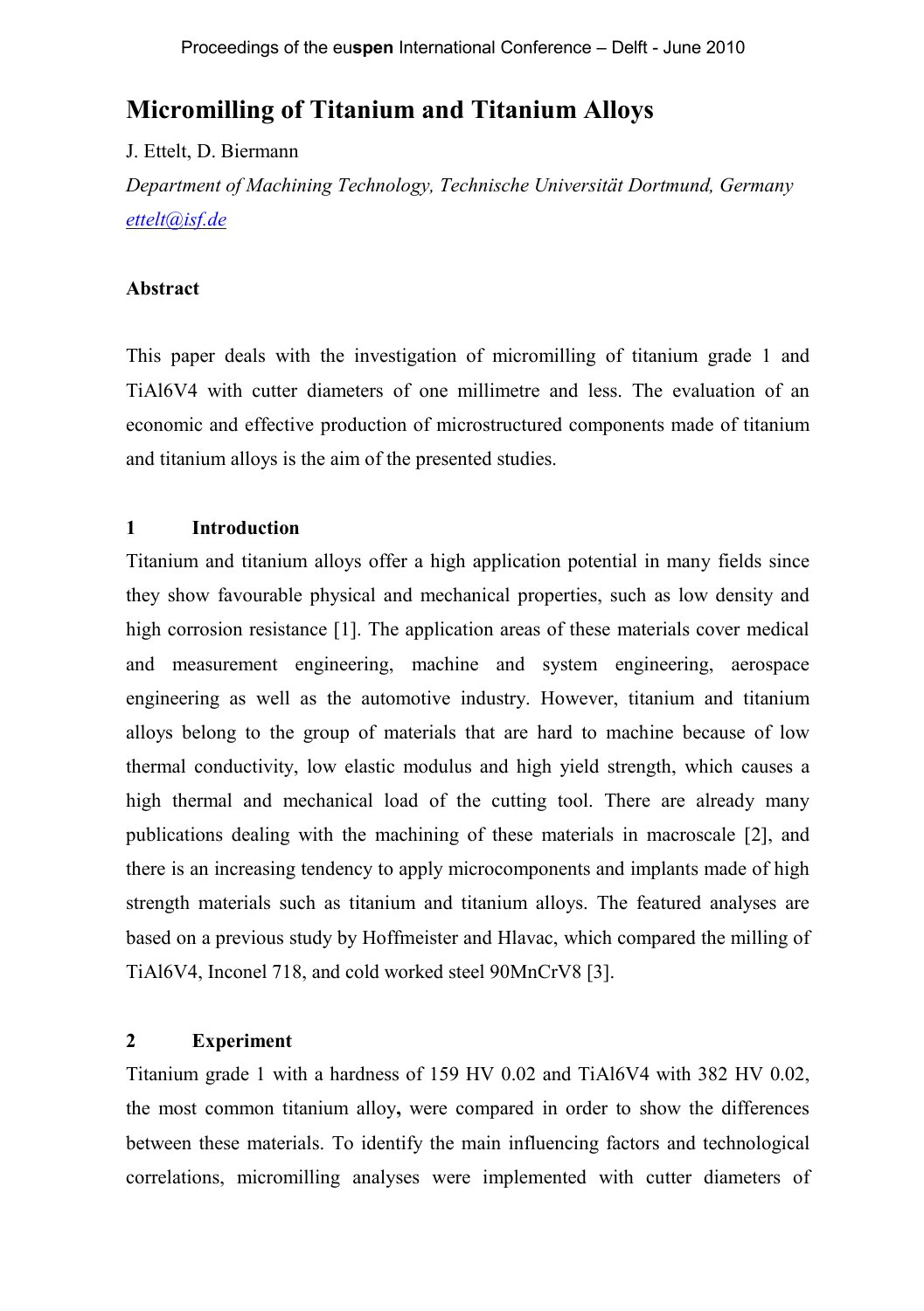# Micromilling of Titanium and Titanium Alloys

J. Ettelt, D. Biermann

*Department of Machining Technology, Technische Universität Dortmund, Germany*
*ettelt@isf.de*

## Abstract

This paper deals with the investigation of micromilling of titanium grade 1 and TiAl6V4 with cutter diameters of one millimetre and less. The evaluation of an economic and effective production of microstructured components made of titanium and titanium alloys is the aim of the presented studies.

## 1 Introduction

Titanium and titanium alloys offer a high application potential in many fields since they show favourable physical and mechanical properties, such as low density and high corrosion resistance [1]. The application areas of these materials cover medical and measurement engineering, machine and system engineering, aerospace engineering as well as the automotive industry. However, titanium and titanium alloys belong to the group of materials that are hard to machine because of low thermal conductivity, low elastic modulus and high yield strength, which causes a high thermal and mechanical load of the cutting tool. There are already many publications dealing with the machining of these materials in macroscale [2], and there is an increasing tendency to apply microcomponents and implants made of high strength materials such as titanium and titanium alloys. The featured analyses are based on a previous study by Hoffmeister and Hlavac, which compared the milling of TiAl6V4, Inconel 718, and cold worked steel 90MnCrV8 [3].

## 2 Experiment

Titanium grade 1 with a hardness of 159 HV 0.02 and TiAl6V4 with 382 HV 0.02, the most common titanium alloy**,** were compared in order to show the differences between these materials. To identify the main influencing factors and technological correlations, micromilling analyses were implemented with cutter diameters of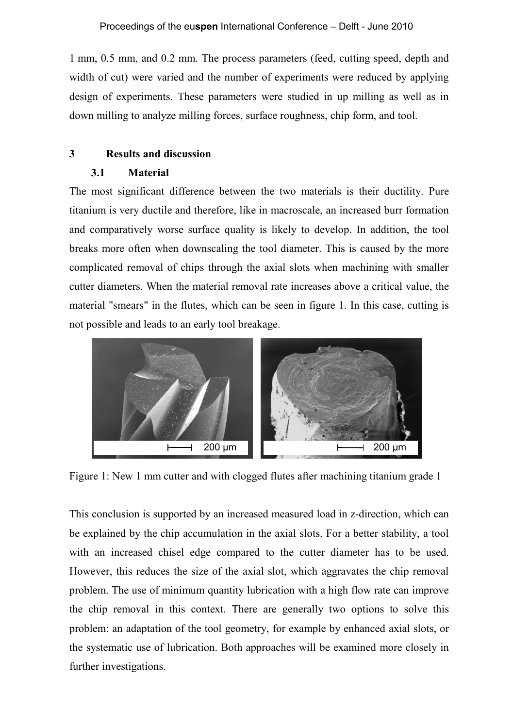1 mm, 0.5 mm, and 0.2 mm. The process parameters (feed, cutting speed, depth and width of cut) were varied and the number of experiments were reduced by applying design of experiments. These parameters were studied in up milling as well as in down milling to analyze milling forces, surface roughness, chip form, and tool.

## 3 Results and discussion

### 3.1 Material

The most significant difference between the two materials is their ductility. Pure titanium is very ductile and therefore, like in macroscale, an increased burr formation and comparatively worse surface quality is likely to develop. In addition, the tool breaks more often when downscaling the tool diameter. This is caused by the more complicated removal of chips through the axial slots when machining with smaller cutter diameters. When the material removal rate increases above a critical value, the material "smears" in the flutes, which can be seen in figure 1. In this case, cutting is not possible and leads to an early tool breakage.

Figure 1: New 1 mm cutter and with clogged flutes after machining titanium grade 1

This conclusion is supported by an increased measured load in z-direction, which can be explained by the chip accumulation in the axial slots. For a better stability, a tool with an increased chisel edge compared to the cutter diameter has to be used. However, this reduces the size of the axial slot, which aggravates the chip removal problem. The use of minimum quantity lubrication with a high flow rate can improve the chip removal in this context. There are generally two options to solve this problem: an adaptation of the tool geometry, for example by enhanced axial slots, or the systematic use of lubrication. Both approaches will be examined more closely in further investigations.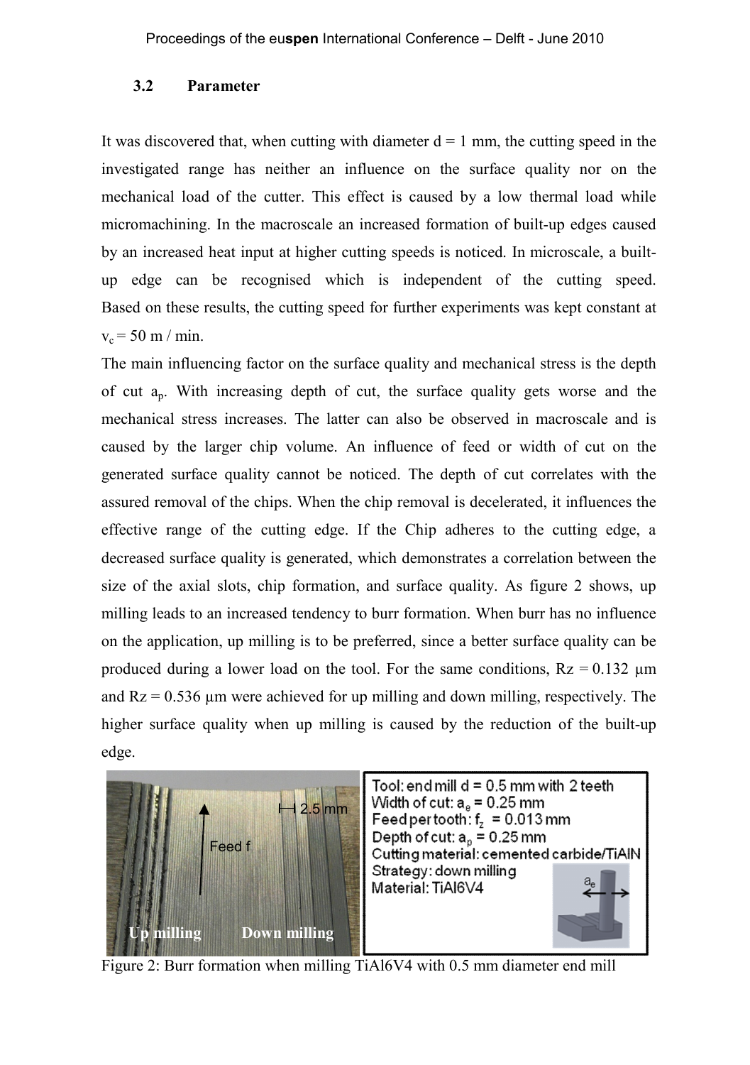### 3.2 Parameter

It was discovered that, when cutting with diameter d = 1 mm, the cutting speed in the investigated range has neither an influence on the surface quality nor on the mechanical load of the cutter. This effect is caused by a low thermal load while micromachining. In the macroscale an increased formation of built-up edges caused by an increased heat input at higher cutting speeds is noticed. In microscale, a built-up edge can be recognised which is independent of the cutting speed. Based on these results, the cutting speed for further experiments was kept constant at $v_c = 50$ m / min.

The main influencing factor on the surface quality and mechanical stress is the depth of cut $a_p$. With increasing depth of cut, the surface quality gets worse and the mechanical stress increases. The latter can also be observed in macroscale and is caused by the larger chip volume. An influence of feed or width of cut on the generated surface quality cannot be noticed. The depth of cut correlates with the assured removal of the chips. When the chip removal is decelerated, it influences the effective range of the cutting edge. If the Chip adheres to the cutting edge, a decreased surface quality is generated, which demonstrates a correlation between the size of the axial slots, chip formation, and surface quality. As figure 2 shows, up milling leads to an increased tendency to burr formation. When burr has no influence on the application, up milling is to be preferred, since a better surface quality can be produced during a lower load on the tool. For the same conditions, Rz = 0.132 µm and Rz = 0.536 µm were achieved for up milling and down milling, respectively. The higher surface quality when up milling is caused by the reduction of the built-up edge.

Tool: end mill d = 0.5 mm with 2 teeth
Width of cut: $a_e$ = 0.25 mm
Feed per tooth: $f_z$ = 0.013 mm
Depth of cut: $a_p$ = 0.25 mm
Cutting material: cemented carbide/TiAlN
Strategy: down milling
Material: TiAl6V4

Figure 2: Burr formation when milling TiAl6V4 with 0.5 mm diameter end mill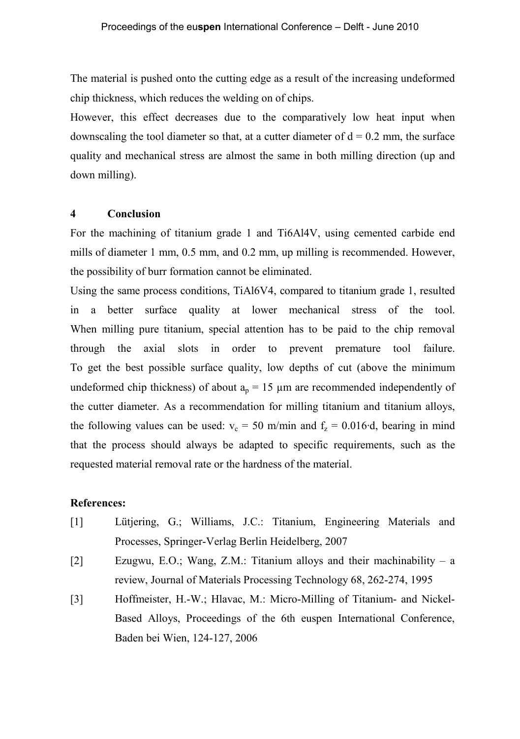The material is pushed onto the cutting edge as a result of the increasing undeformed chip thickness, which reduces the welding on of chips.

However, this effect decreases due to the comparatively low heat input when downscaling the tool diameter so that, at a cutter diameter of d = 0.2 mm, the surface quality and mechanical stress are almost the same in both milling direction (up and down milling).

## 4 Conclusion

For the machining of titanium grade 1 and Ti6Al4V, using cemented carbide end mills of diameter 1 mm, 0.5 mm, and 0.2 mm, up milling is recommended. However, the possibility of burr formation cannot be eliminated.

Using the same process conditions, TiAl6V4, compared to titanium grade 1, resulted in a better surface quality at lower mechanical stress of the tool. When milling pure titanium, special attention has to be paid to the chip removal through the axial slots in order to prevent premature tool failure. To get the best possible surface quality, low depths of cut (above the minimum undeformed chip thickness) of about $a_p$ = 15 µm are recommended independently of the cutter diameter. As a recommendation for milling titanium and titanium alloys, the following values can be used: $v_c$ = 50 m/min and $f_z = 0.016 \cdot d$, bearing in mind that the process should always be adapted to specific requirements, such as the requested material removal rate or the hardness of the material.

**References:**

[1] Lütjering, G.; Williams, J.C.: Titanium, Engineering Materials and Processes, Springer-Verlag Berlin Heidelberg, 2007

[2] Ezugwu, E.O.; Wang, Z.M.: Titanium alloys and their machinability – a review, Journal of Materials Processing Technology 68, 262-274, 1995

[3] Hoffmeister, H.-W.; Hlavac, M.: Micro-Milling of Titanium- and Nickel-Based Alloys, Proceedings of the 6th euspen International Conference, Baden bei Wien, 124-127, 2006